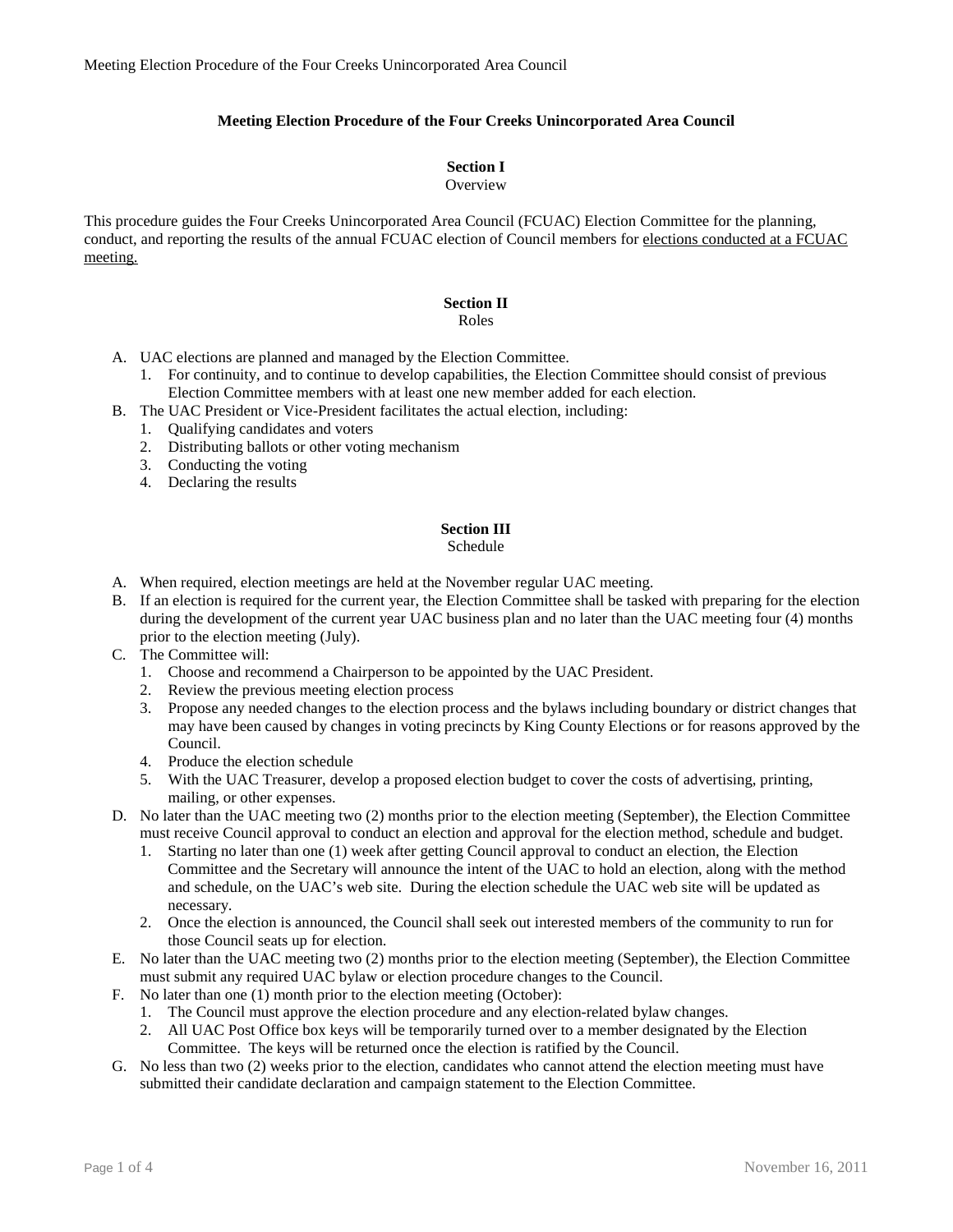# Meeting Election Procedure of the Four Creeks Unincorporated Area Council

## Section I
Overview

This procedure guides the Four Creeks Unincorporated Area Council (FCUAC) Election Committee for the planning, conduct, and reporting the results of the annual FCUAC election of Council members for <u>elections conducted at a FCUAC meeting.</u>

## Section II
Roles

A. UAC elections are planned and managed by the Election Committee.
   1. For continuity, and to continue to develop capabilities, the Election Committee should consist of previous Election Committee members with at least one new member added for each election.

B. The UAC President or Vice-President facilitates the actual election, including:
   1. Qualifying candidates and voters
   2. Distributing ballots or other voting mechanism
   3. Conducting the voting
   4. Declaring the results

## Section III
Schedule

A. When required, election meetings are held at the November regular UAC meeting.

B. If an election is required for the current year, the Election Committee shall be tasked with preparing for the election during the development of the current year UAC business plan and no later than the UAC meeting four (4) months prior to the election meeting (July).

C. The Committee will:
   1. Choose and recommend a Chairperson to be appointed by the UAC President.
   2. Review the previous meeting election process
   3. Propose any needed changes to the election process and the bylaws including boundary or district changes that may have been caused by changes in voting precincts by King County Elections or for reasons approved by the Council.
   4. Produce the election schedule
   5. With the UAC Treasurer, develop a proposed election budget to cover the costs of advertising, printing, mailing, or other expenses.

D. No later than the UAC meeting two (2) months prior to the election meeting (September), the Election Committee must receive Council approval to conduct an election and approval for the election method, schedule and budget.
   1. Starting no later than one (1) week after getting Council approval to conduct an election, the Election Committee and the Secretary will announce the intent of the UAC to hold an election, along with the method and schedule, on the UAC's web site. During the election schedule the UAC web site will be updated as necessary.
   2. Once the election is announced, the Council shall seek out interested members of the community to run for those Council seats up for election.

E. No later than the UAC meeting two (2) months prior to the election meeting (September), the Election Committee must submit any required UAC bylaw or election procedure changes to the Council.

F. No later than one (1) month prior to the election meeting (October):
   1. The Council must approve the election procedure and any election-related bylaw changes.
   2. All UAC Post Office box keys will be temporarily turned over to a member designated by the Election Committee. The keys will be returned once the election is ratified by the Council.

G. No less than two (2) weeks prior to the election, candidates who cannot attend the election meeting must have submitted their candidate declaration and campaign statement to the Election Committee.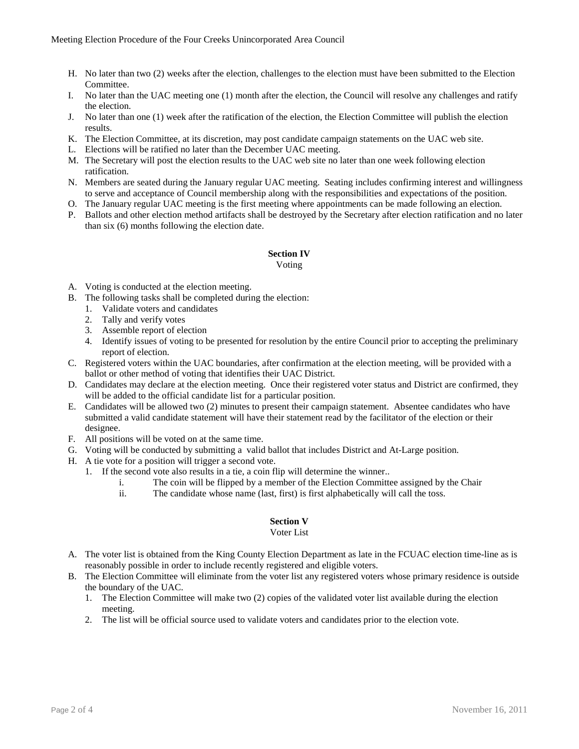H. No later than two (2) weeks after the election, challenges to the election must have been submitted to the Election Committee.
I. No later than the UAC meeting one (1) month after the election, the Council will resolve any challenges and ratify the election.
J. No later than one (1) week after the ratification of the election, the Election Committee will publish the election results.
K. The Election Committee, at its discretion, may post candidate campaign statements on the UAC web site.
L. Elections will be ratified no later than the December UAC meeting.
M. The Secretary will post the election results to the UAC web site no later than one week following election ratification.
N. Members are seated during the January regular UAC meeting. Seating includes confirming interest and willingness to serve and acceptance of Council membership along with the responsibilities and expectations of the position.
O. The January regular UAC meeting is the first meeting where appointments can be made following an election.
P. Ballots and other election method artifacts shall be destroyed by the Secretary after election ratification and no later than six (6) months following the election date.

## Section IV
Voting

A. Voting is conducted at the election meeting.
B. The following tasks shall be completed during the election:
   1. Validate voters and candidates
   2. Tally and verify votes
   3. Assemble report of election
   4. Identify issues of voting to be presented for resolution by the entire Council prior to accepting the preliminary report of election.
C. Registered voters within the UAC boundaries, after confirmation at the election meeting, will be provided with a ballot or other method of voting that identifies their UAC District.
D. Candidates may declare at the election meeting. Once their registered voter status and District are confirmed, they will be added to the official candidate list for a particular position.
E. Candidates will be allowed two (2) minutes to present their campaign statement. Absentee candidates who have submitted a valid candidate statement will have their statement read by the facilitator of the election or their designee.
F. All positions will be voted on at the same time.
G. Voting will be conducted by submitting a valid ballot that includes District and At-Large position.
H. A tie vote for a position will trigger a second vote.
   1. If the second vote also results in a tie, a coin flip will determine the winner..
      i. The coin will be flipped by a member of the Election Committee assigned by the Chair
      ii. The candidate whose name (last, first) is first alphabetically will call the toss.

## Section V
Voter List

A. The voter list is obtained from the King County Election Department as late in the FCUAC election time-line as is reasonably possible in order to include recently registered and eligible voters.
B. The Election Committee will eliminate from the voter list any registered voters whose primary residence is outside the boundary of the UAC.
   1. The Election Committee will make two (2) copies of the validated voter list available during the election meeting.
   2. The list will be official source used to validate voters and candidates prior to the election vote.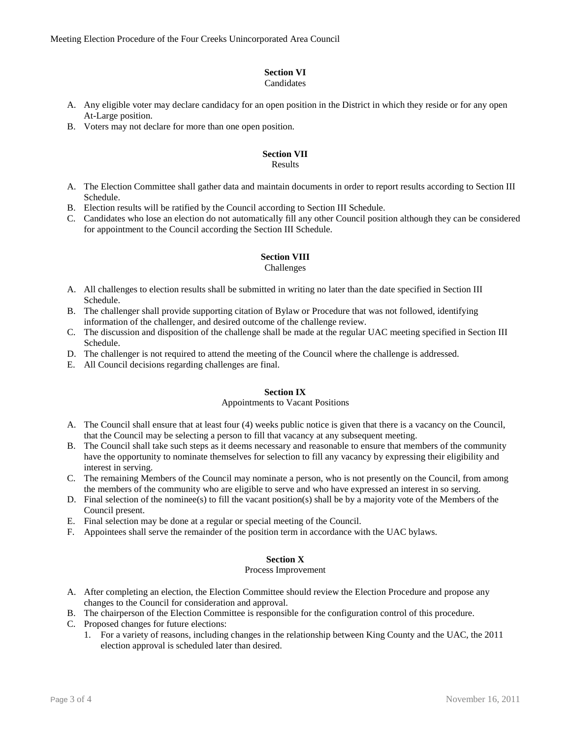## Section VI
Candidates

A. Any eligible voter may declare candidacy for an open position in the District in which they reside or for any open At-Large position.
B. Voters may not declare for more than one open position.

## Section VII
Results

A. The Election Committee shall gather data and maintain documents in order to report results according to Section III Schedule.
B. Election results will be ratified by the Council according to Section III Schedule.
C. Candidates who lose an election do not automatically fill any other Council position although they can be considered for appointment to the Council according the Section III Schedule.

## Section VIII
Challenges

A. All challenges to election results shall be submitted in writing no later than the date specified in Section III Schedule.
B. The challenger shall provide supporting citation of Bylaw or Procedure that was not followed, identifying information of the challenger, and desired outcome of the challenge review.
C. The discussion and disposition of the challenge shall be made at the regular UAC meeting specified in Section III Schedule.
D. The challenger is not required to attend the meeting of the Council where the challenge is addressed.
E. All Council decisions regarding challenges are final.

## Section IX
Appointments to Vacant Positions

A. The Council shall ensure that at least four (4) weeks public notice is given that there is a vacancy on the Council, that the Council may be selecting a person to fill that vacancy at any subsequent meeting.
B. The Council shall take such steps as it deems necessary and reasonable to ensure that members of the community have the opportunity to nominate themselves for selection to fill any vacancy by expressing their eligibility and interest in serving.
C. The remaining Members of the Council may nominate a person, who is not presently on the Council, from among the members of the community who are eligible to serve and who have expressed an interest in so serving.
D. Final selection of the nominee(s) to fill the vacant position(s) shall be by a majority vote of the Members of the Council present.
E. Final selection may be done at a regular or special meeting of the Council.
F. Appointees shall serve the remainder of the position term in accordance with the UAC bylaws.

## Section X
Process Improvement

A. After completing an election, the Election Committee should review the Election Procedure and propose any changes to the Council for consideration and approval.
B. The chairperson of the Election Committee is responsible for the configuration control of this procedure.
C. Proposed changes for future elections:
    1. For a variety of reasons, including changes in the relationship between King County and the UAC, the 2011 election approval is scheduled later than desired.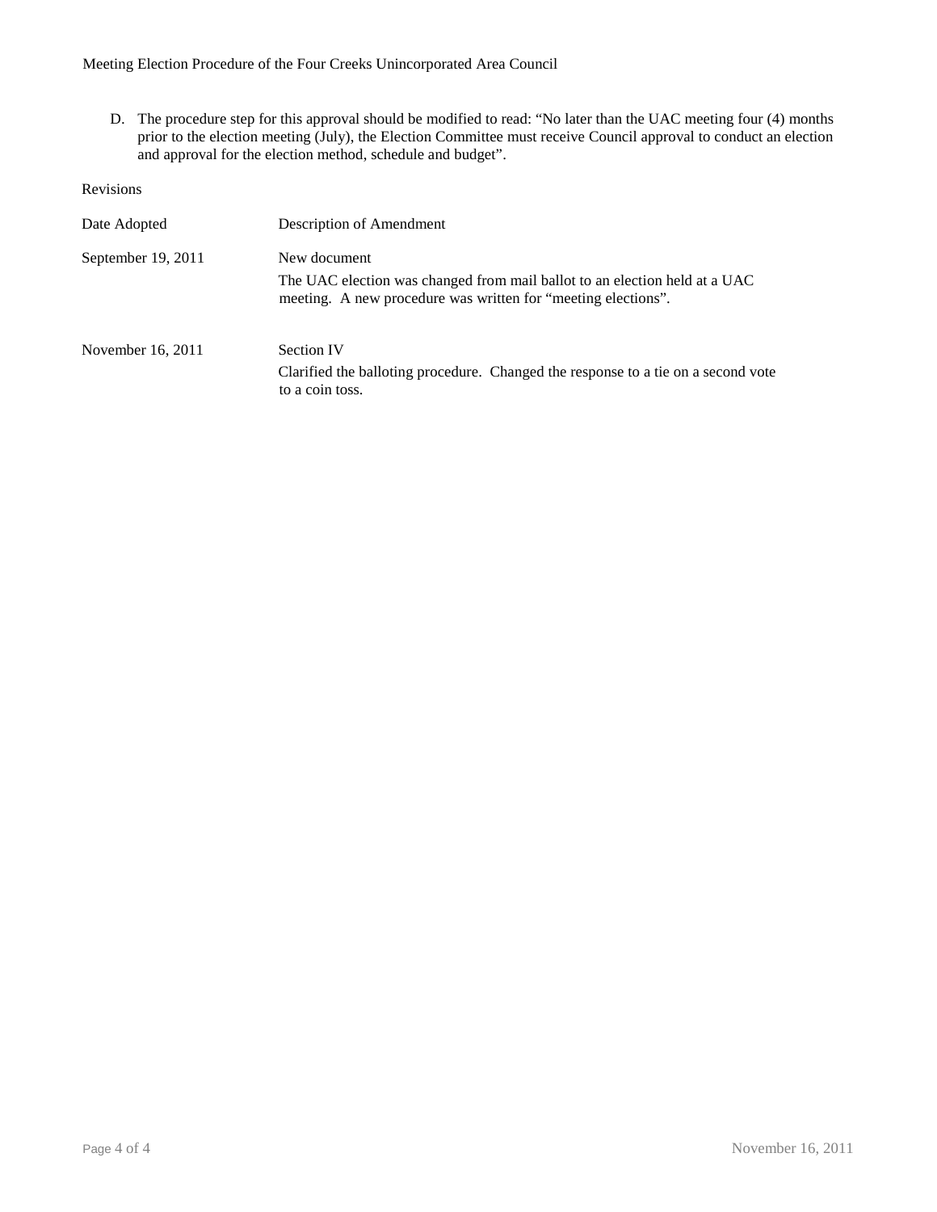D. The procedure step for this approval should be modified to read: "No later than the UAC meeting four (4) months prior to the election meeting (July), the Election Committee must receive Council approval to conduct an election and approval for the election method, schedule and budget".

Revisions

| Date Adopted | Description of Amendment |
|---|---|
| September 19, 2011 | New document<br>The UAC election was changed from mail ballot to an election held at a UAC meeting. A new procedure was written for "meeting elections". |
| November 16, 2011 | Section IV<br>Clarified the balloting procedure. Changed the response to a tie on a second vote to a coin toss. |